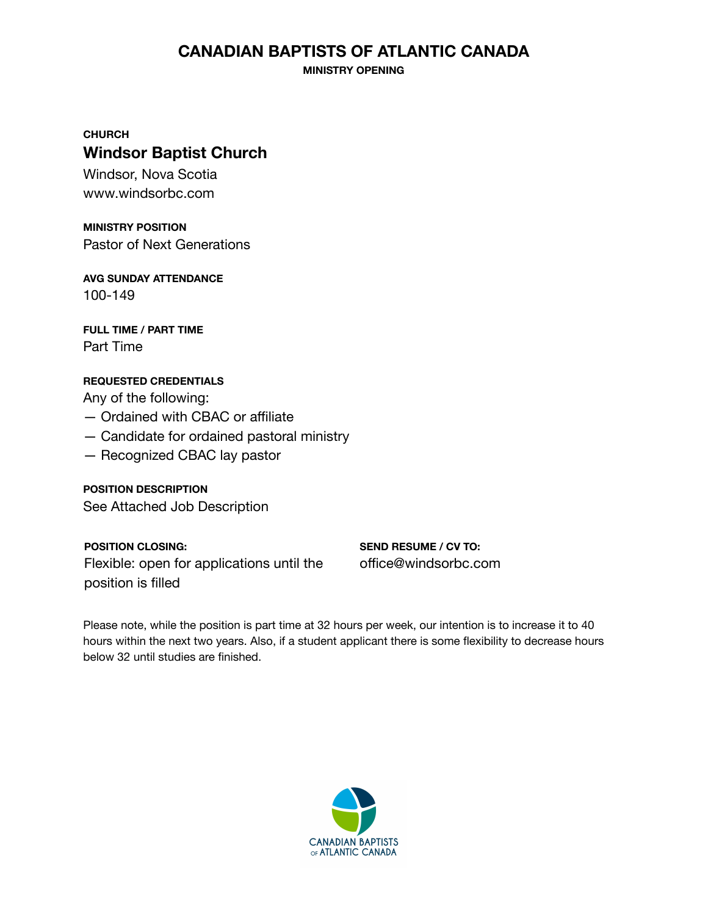# CANADIAN BAPTISTS OF ATLANTIC CANADA

**MINISTRY OPENING**

**CHURCH**

## Windsor Baptist Church

Windsor, Nova Scotia
www.windsorbc.com

**MINISTRY POSITION**

Pastor of Next Generations

**AVG SUNDAY ATTENDANCE**

100-149

**FULL TIME / PART TIME**

Part Time

**REQUESTED CREDENTIALS**

Any of the following:

— Ordained with CBAC or affiliate
— Candidate for ordained pastoral ministry
— Recognized CBAC lay pastor

**POSITION DESCRIPTION**

See Attached Job Description

**POSITION CLOSING:**

Flexible: open for applications until the position is filled

**SEND RESUME / CV TO:**

office@windsorbc.com

Please note, while the position is part time at 32 hours per week, our intention is to increase it to 40 hours within the next two years. Also, if a student applicant there is some flexibility to decrease hours below 32 until studies are finished.

CANADIAN BAPTISTS OF ATLANTIC CANADA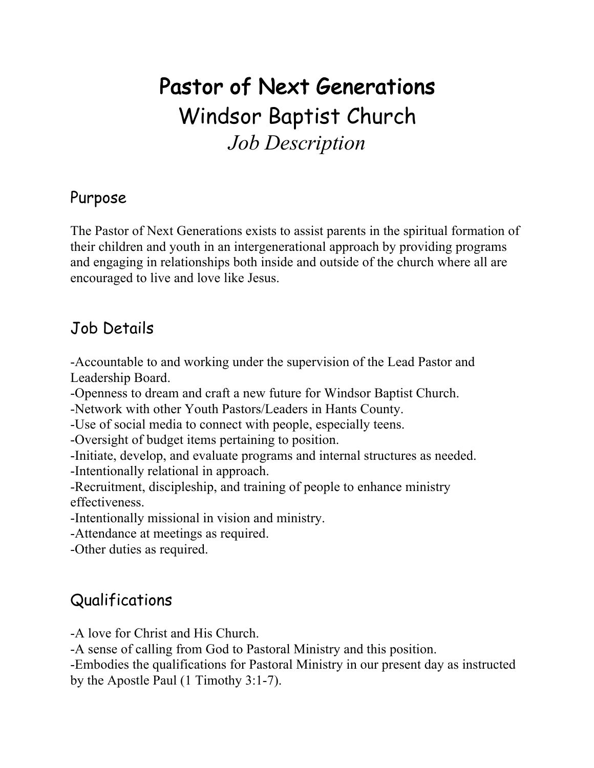# Pastor of Next Generations
# Windsor Baptist Church
*Job Description*

## Purpose

The Pastor of Next Generations exists to assist parents in the spiritual formation of their children and youth in an intergenerational approach by providing programs and engaging in relationships both inside and outside of the church where all are encouraged to live and love like Jesus.

## Job Details

-Accountable to and working under the supervision of the Lead Pastor and Leadership Board.
-Openness to dream and craft a new future for Windsor Baptist Church.
-Network with other Youth Pastors/Leaders in Hants County.
-Use of social media to connect with people, especially teens.
-Oversight of budget items pertaining to position.
-Initiate, develop, and evaluate programs and internal structures as needed.
-Intentionally relational in approach.
-Recruitment, discipleship, and training of people to enhance ministry effectiveness.
-Intentionally missional in vision and ministry.
-Attendance at meetings as required.
-Other duties as required.

## Qualifications

-A love for Christ and His Church.
-A sense of calling from God to Pastoral Ministry and this position.
-Embodies the qualifications for Pastoral Ministry in our present day as instructed by the Apostle Paul (1 Timothy 3:1-7).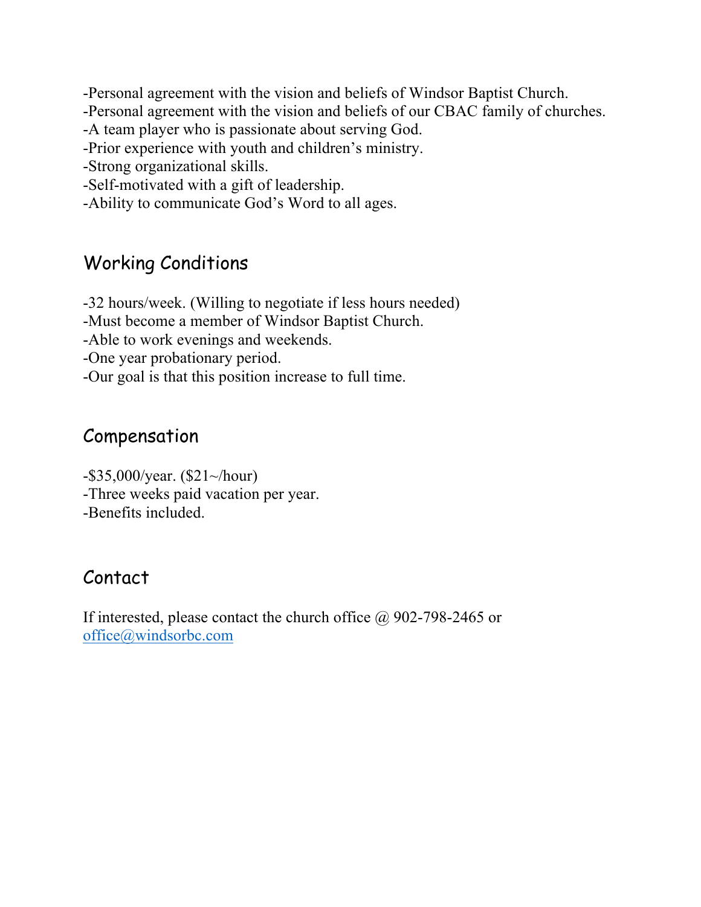-Personal agreement with the vision and beliefs of Windsor Baptist Church.
-Personal agreement with the vision and beliefs of our CBAC family of churches.
-A team player who is passionate about serving God.
-Prior experience with youth and children's ministry.
-Strong organizational skills.
-Self-motivated with a gift of leadership.
-Ability to communicate God's Word to all ages.

## Working Conditions

-32 hours/week. (Willing to negotiate if less hours needed)
-Must become a member of Windsor Baptist Church.
-Able to work evenings and weekends.
-One year probationary period.
-Our goal is that this position increase to full time.

## Compensation

-$35,000/year. ($21~/hour)
-Three weeks paid vacation per year.
-Benefits included.

## Contact

If interested, please contact the church office @ 902-798-2465 or office@windsorbc.com